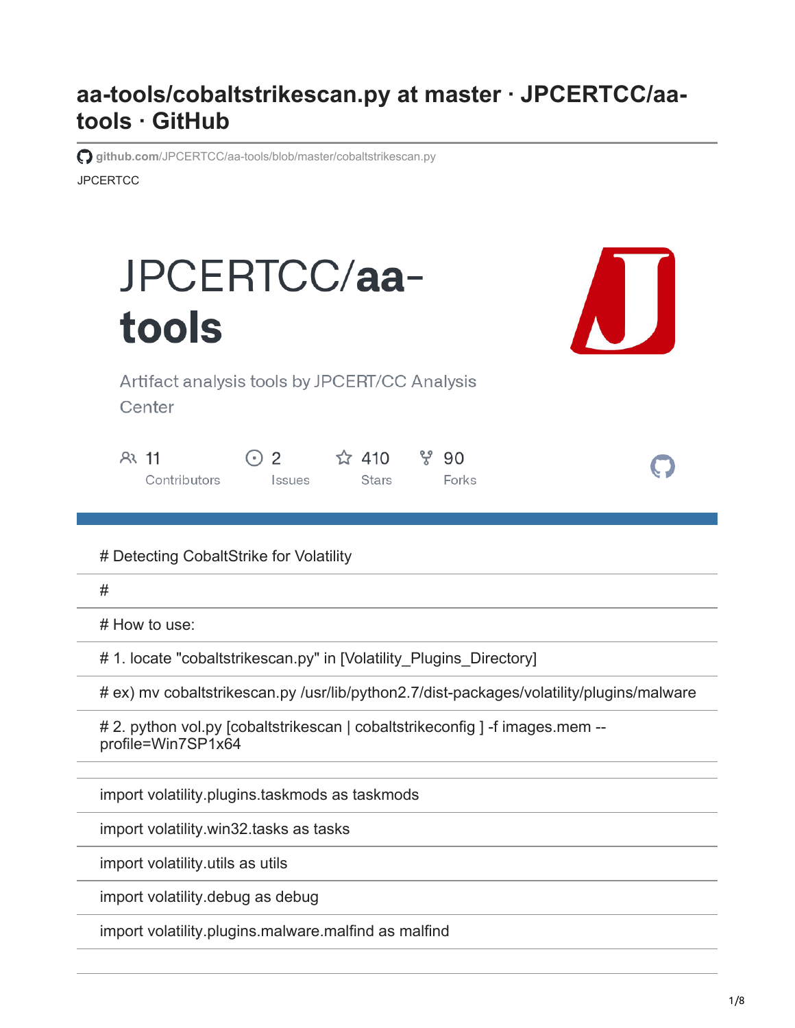# aa-tools/cobaltstrikescan.py at master · JPCERTCC/aa-tools · GitHub

github.com/JPCERTCC/aa-tools/blob/master/cobaltstrikescan.py

JPCERTCC

JPCERTCC/**aa-tools**

Artifact analysis tools by JPCERT/CC Analysis Center

11 Contributors | 2 Issues | 410 Stars | 90 Forks

```
# Detecting CobaltStrike for Volatility
#
# How to use:
# 1. locate "cobaltstrikescan.py" in [Volatility_Plugins_Directory]
# ex) mv cobaltstrikescan.py /usr/lib/python2.7/dist-packages/volatility/plugins/malware
# 2. python vol.py [cobaltstrikescan | cobaltstrikeconfig ] -f images.mem --profile=Win7SP1x64

import volatility.plugins.taskmods as taskmods
import volatility.win32.tasks as tasks
import volatility.utils as utils
import volatility.debug as debug
import volatility.plugins.malware.malfind as malfind
```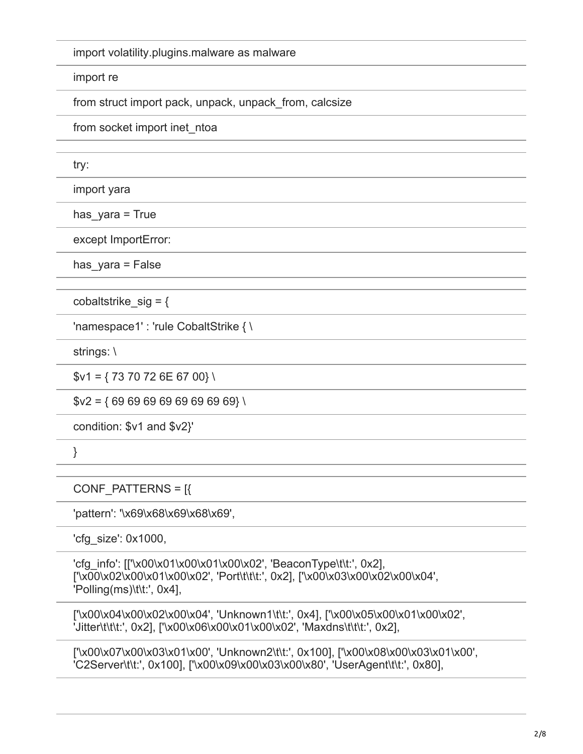```
import volatility.plugins.malware as malware
import re
from struct import pack, unpack, unpack_from, calcsize
from socket import inet_ntoa

try:
import yara
has_yara = True
except ImportError:
has_yara = False

cobaltstrike_sig = {
'namespace1' : 'rule CobaltStrike { \
strings: \
$v1 = { 73 70 72 6E 67 00} \
$v2 = { 69 69 69 69 69 69 69 69} \
condition: $v1 and $v2}'
}

CONF_PATTERNS = [{
'pattern': '\x69\x68\x69\x68\x69',
'cfg_size': 0x1000,
'cfg_info': [['\x00\x01\x00\x01\x00\x02', 'BeaconType\t\t:', 0x2], ['\x00\x02\x00\x01\x00\x02', 'Port\t\t\t:', 0x2], ['\x00\x03\x00\x02\x00\x04', 'Polling(ms)\t\t:', 0x4],
['\x00\x04\x00\x02\x00\x04', 'Unknown1\t\t:', 0x4], ['\x00\x05\x00\x01\x00\x02', 'Jitter\t\t\t:', 0x2], ['\x00\x06\x00\x01\x00\x02', 'Maxdns\t\t\t:', 0x2],
['\x00\x07\x00\x03\x01\x00', 'Unknown2\t\t:', 0x100], ['\x00\x08\x00\x03\x01\x00', 'C2Server\t\t:', 0x100], ['\x00\x09\x00\x03\x00\x80', 'UserAgent\t\t:', 0x80],
```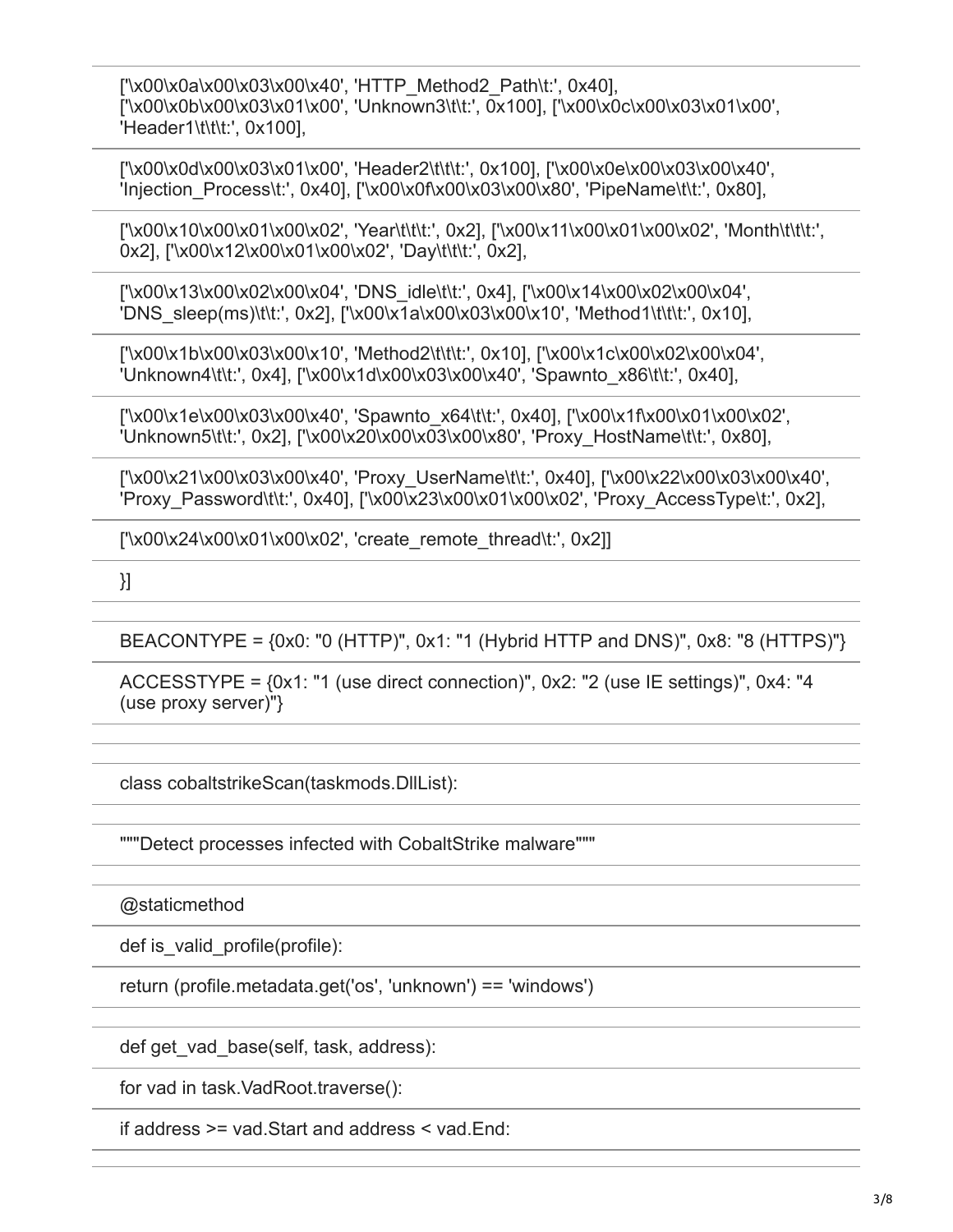```
['\x00\x0a\x00\x03\x00\x40', 'HTTP_Method2_Path\t:', 0x40],
['\x00\x0b\x00\x03\x01\x00', 'Unknown3\t\t:', 0x100], ['\x00\x0c\x00\x03\x01\x00',
'Header1\t\t\t:', 0x100],

['\x00\x0d\x00\x03\x01\x00', 'Header2\t\t\t:', 0x100], ['\x00\x0e\x00\x03\x00\x40',
'Injection_Process\t:', 0x40], ['\x00\x0f\x00\x03\x00\x80', 'PipeName\t\t:', 0x80],

['\x00\x10\x00\x01\x00\x02', 'Year\t\t\t:', 0x2], ['\x00\x11\x00\x01\x00\x02', 'Month\t\t\t:',
0x2], ['\x00\x12\x00\x01\x00\x02', 'Day\t\t\t:', 0x2],

['\x00\x13\x00\x02\x00\x04', 'DNS_idle\t\t:', 0x4], ['\x00\x14\x00\x02\x00\x04',
'DNS_sleep(ms)\t\t:', 0x2], ['\x00\x1a\x00\x03\x00\x10', 'Method1\t\t\t:', 0x10],

['\x00\x1b\x00\x03\x00\x10', 'Method2\t\t\t:', 0x10], ['\x00\x1c\x00\x02\x00\x04',
'Unknown4\t\t:', 0x4], ['\x00\x1d\x00\x03\x00\x40', 'Spawnto_x86\t\t:', 0x40],

['\x00\x1e\x00\x03\x00\x40', 'Spawnto_x64\t\t:', 0x40], ['\x00\x1f\x00\x01\x00\x02',
'Unknown5\t\t:', 0x2], ['\x00\x20\x00\x03\x00\x80', 'Proxy_HostName\t\t:', 0x80],

['\x00\x21\x00\x03\x00\x40', 'Proxy_UserName\t\t:', 0x40], ['\x00\x22\x00\x03\x00\x40',
'Proxy_Password\t\t:', 0x40], ['\x00\x23\x00\x01\x00\x02', 'Proxy_AccessType\t:', 0x2],

['\x00\x24\x00\x01\x00\x02', 'create_remote_thread\t:', 0x2]]

}]

BEACONTYPE = {0x0: "0 (HTTP)", 0x1: "1 (Hybrid HTTP and DNS)", 0x8: "8 (HTTPS)"}

ACCESSTYPE = {0x1: "1 (use direct connection)", 0x2: "2 (use IE settings)", 0x4: "4
(use proxy server)"}

class cobaltstrikeScan(taskmods.DllList):

"""Detect processes infected with CobaltStrike malware"""

@staticmethod

def is_valid_profile(profile):

return (profile.metadata.get('os', 'unknown') == 'windows')

def get_vad_base(self, task, address):

for vad in task.VadRoot.traverse():

if address >= vad.Start and address < vad.End:
```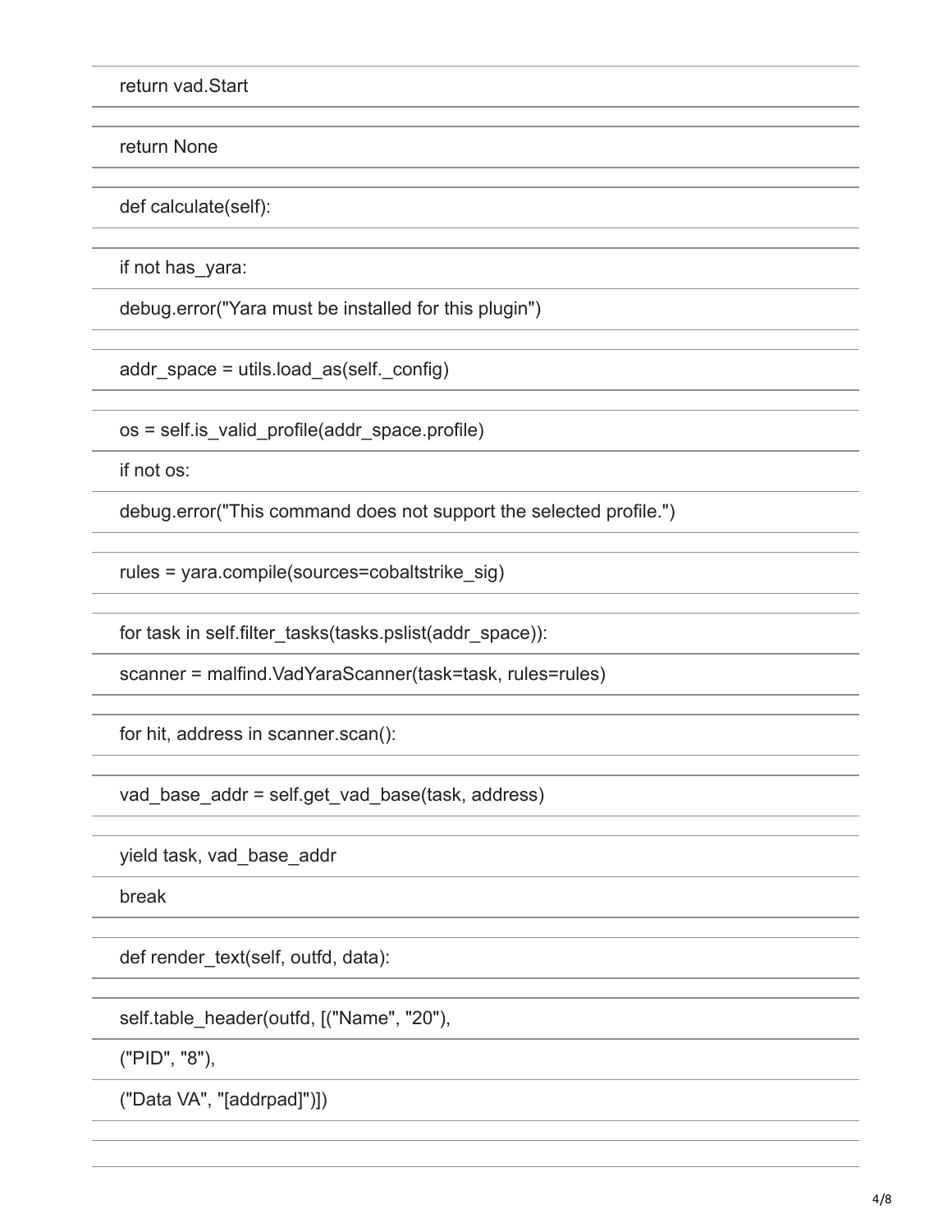```
return vad.Start

return None

def calculate(self):

if not has_yara:
debug.error("Yara must be installed for this plugin")

addr_space = utils.load_as(self._config)

os = self.is_valid_profile(addr_space.profile)
if not os:
debug.error("This command does not support the selected profile.")

rules = yara.compile(sources=cobaltstrike_sig)

for task in self.filter_tasks(tasks.pslist(addr_space)):
scanner = malfind.VadYaraScanner(task=task, rules=rules)

for hit, address in scanner.scan():

vad_base_addr = self.get_vad_base(task, address)

yield task, vad_base_addr
break

def render_text(self, outfd, data):

self.table_header(outfd, [("Name", "20"),
("PID", "8"),
("Data VA", "[addrpad]")])
```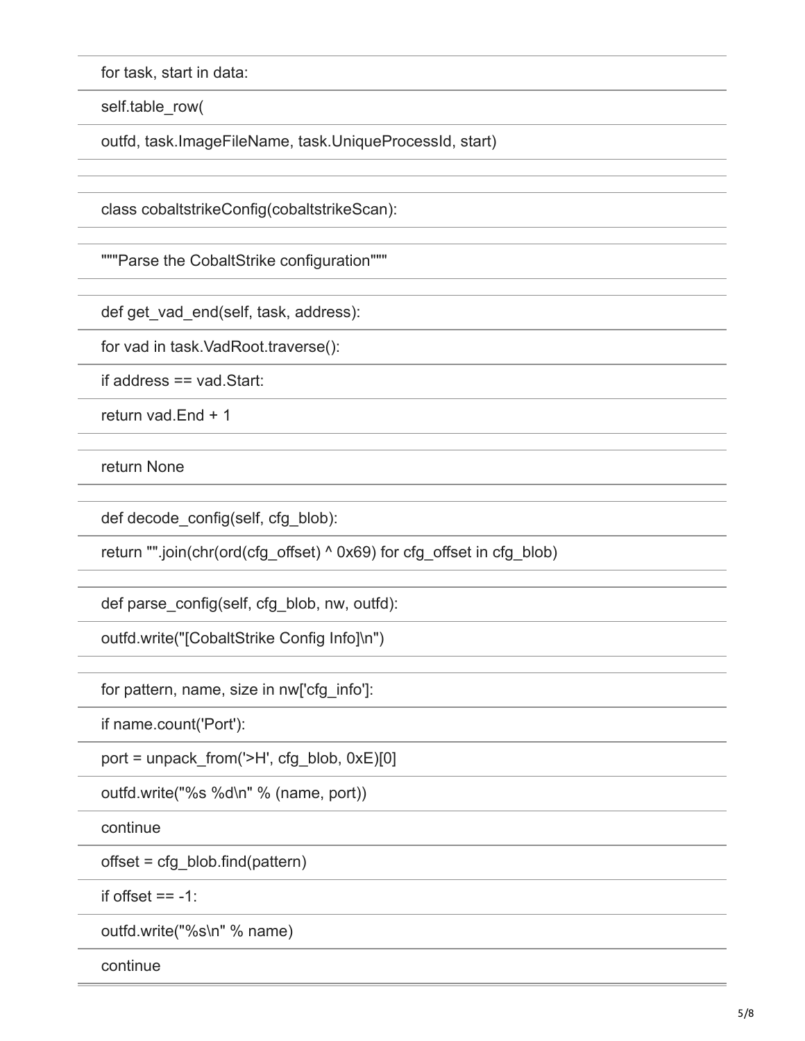```
for task, start in data:
self.table_row(
outfd, task.ImageFileName, task.UniqueProcessId, start)


class cobaltstrikeConfig(cobaltstrikeScan):

"""Parse the CobaltStrike configuration"""

def get_vad_end(self, task, address):
for vad in task.VadRoot.traverse():
if address == vad.Start:
return vad.End + 1

return None

def decode_config(self, cfg_blob):
return "".join(chr(ord(cfg_offset) ^ 0x69) for cfg_offset in cfg_blob)

def parse_config(self, cfg_blob, nw, outfd):
outfd.write("[CobaltStrike Config Info]\n")

for pattern, name, size in nw['cfg_info']:
if name.count('Port'):
port = unpack_from('>H', cfg_blob, 0xE)[0]
outfd.write("%s %d\n" % (name, port))
continue
offset = cfg_blob.find(pattern)
if offset == -1:
outfd.write("%s\n" % name)
continue
```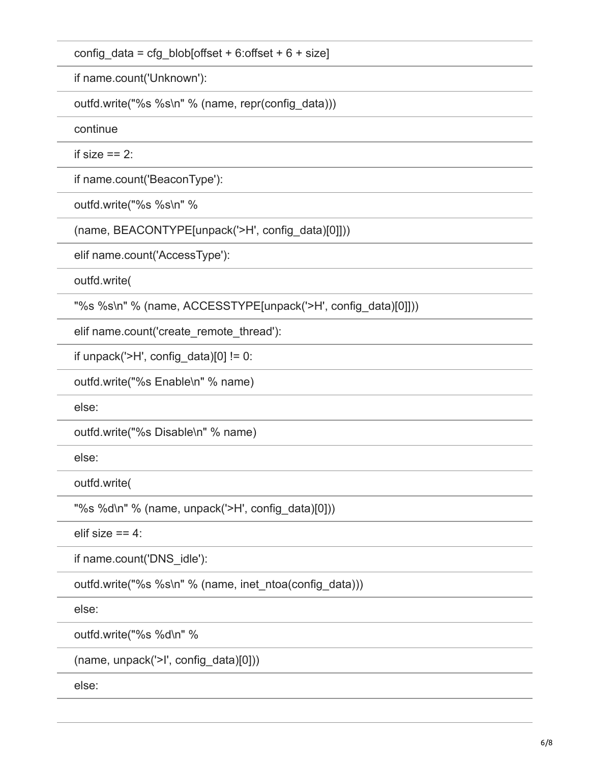```
config_data = cfg_blob[offset + 6:offset + 6 + size]
if name.count('Unknown'):
outfd.write("%s %s\n" % (name, repr(config_data)))
continue
if size == 2:
if name.count('BeaconType'):
outfd.write("%s %s\n" %
(name, BEACONTYPE[unpack('>H', config_data)[0]]))
elif name.count('AccessType'):
outfd.write(
"%s %s\n" % (name, ACCESSTYPE[unpack('>H', config_data)[0]]))
elif name.count('create_remote_thread'):
if unpack('>H', config_data)[0] != 0:
outfd.write("%s Enable\n" % name)
else:
outfd.write("%s Disable\n" % name)
else:
outfd.write(
"%s %d\n" % (name, unpack('>H', config_data)[0]))
elif size == 4:
if name.count('DNS_idle'):
outfd.write("%s %s\n" % (name, inet_ntoa(config_data)))
else:
outfd.write("%s %d\n" %
(name, unpack('>I', config_data)[0]))
else:
```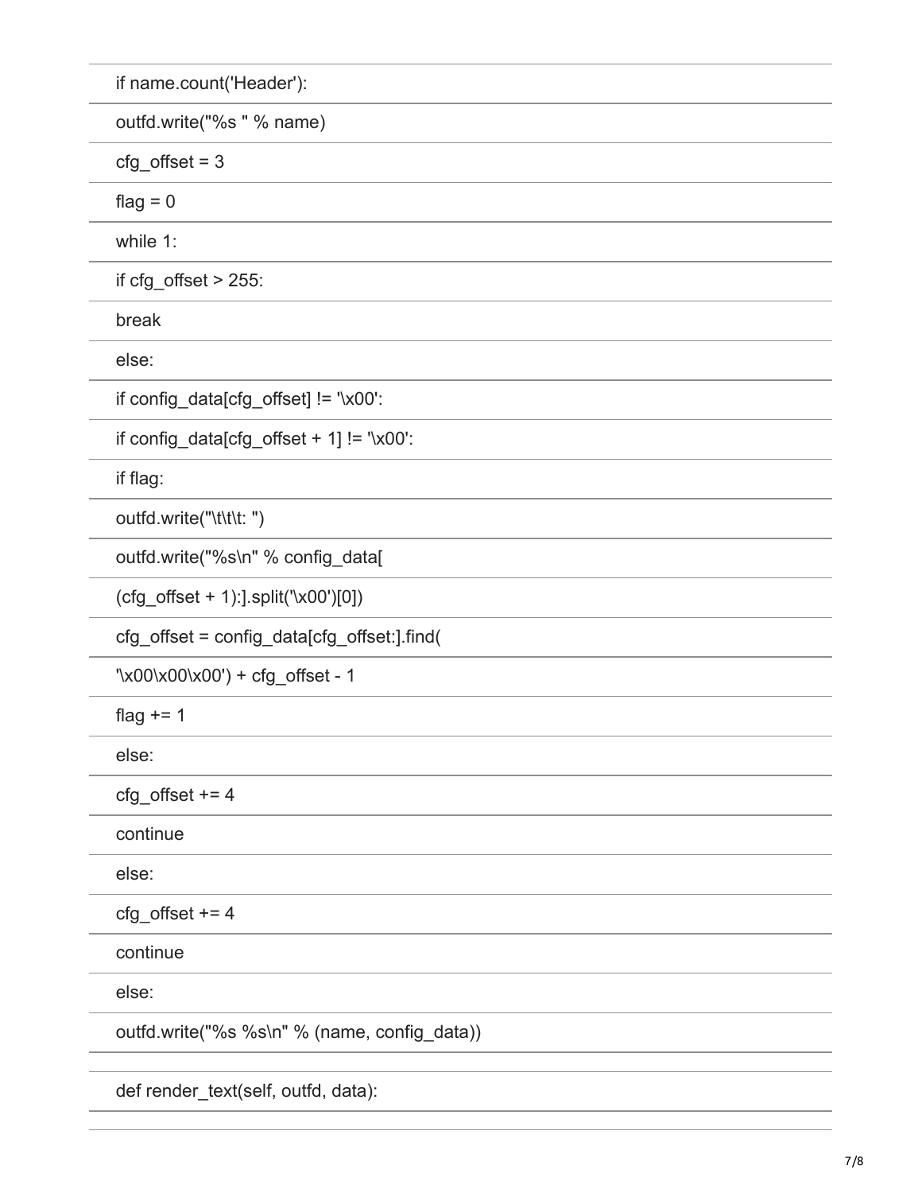```
if name.count('Header'):
outfd.write("%s " % name)
cfg_offset = 3
flag = 0
while 1:
if cfg_offset > 255:
break
else:
if config_data[cfg_offset] != '\x00':
if config_data[cfg_offset + 1] != '\x00':
if flag:
outfd.write("\t\t\t: ")
outfd.write("%s\n" % config_data[
(cfg_offset + 1):].split('\x00')[0])
cfg_offset = config_data[cfg_offset:].find(
'\x00\x00\x00') + cfg_offset - 1
flag += 1
else:
cfg_offset += 4
continue
else:
cfg_offset += 4
continue
else:
outfd.write("%s %s\n" % (name, config_data))

def render_text(self, outfd, data):
```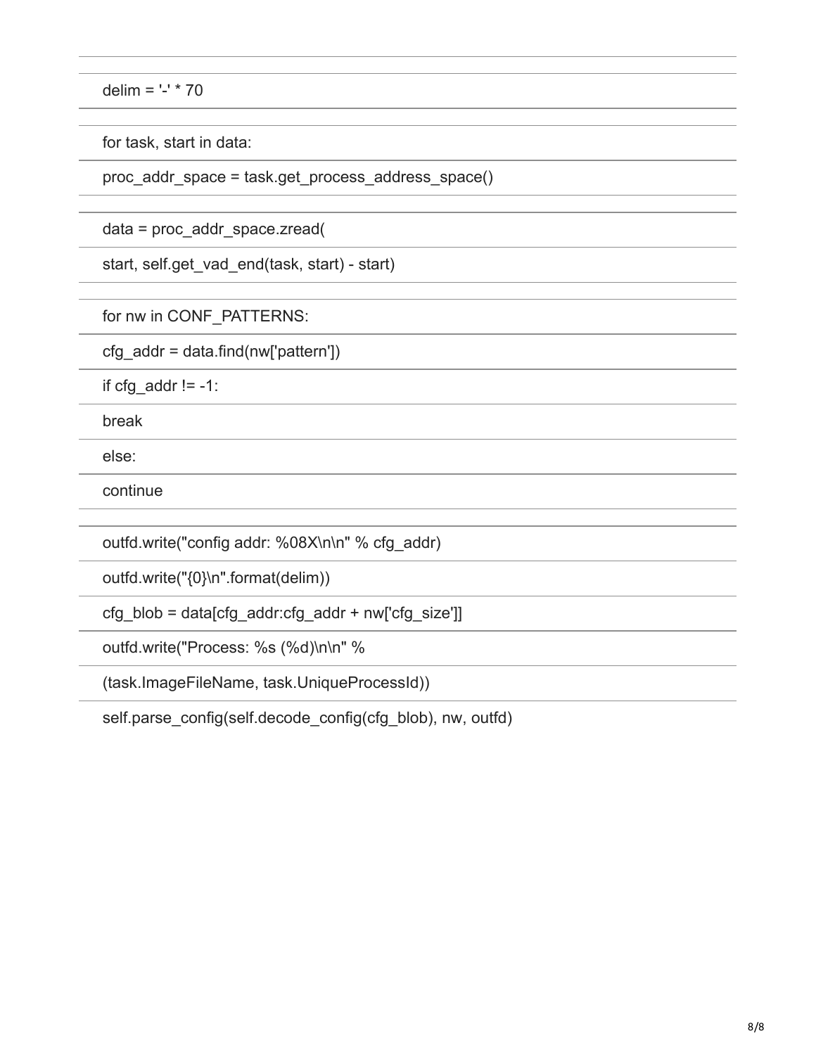```
delim = '-' * 70

for task, start in data:
proc_addr_space = task.get_process_address_space()

data = proc_addr_space.zread(
start, self.get_vad_end(task, start) - start)

for nw in CONF_PATTERNS:
cfg_addr = data.find(nw['pattern'])
if cfg_addr != -1:
break
else:
continue

outfd.write("config addr: %08X\n\n" % cfg_addr)
outfd.write("{0}\n".format(delim))
cfg_blob = data[cfg_addr:cfg_addr + nw['cfg_size']]
outfd.write("Process: %s (%d)\n\n" %
(task.ImageFileName, task.UniqueProcessId))
self.parse_config(self.decode_config(cfg_blob), nw, outfd)
```